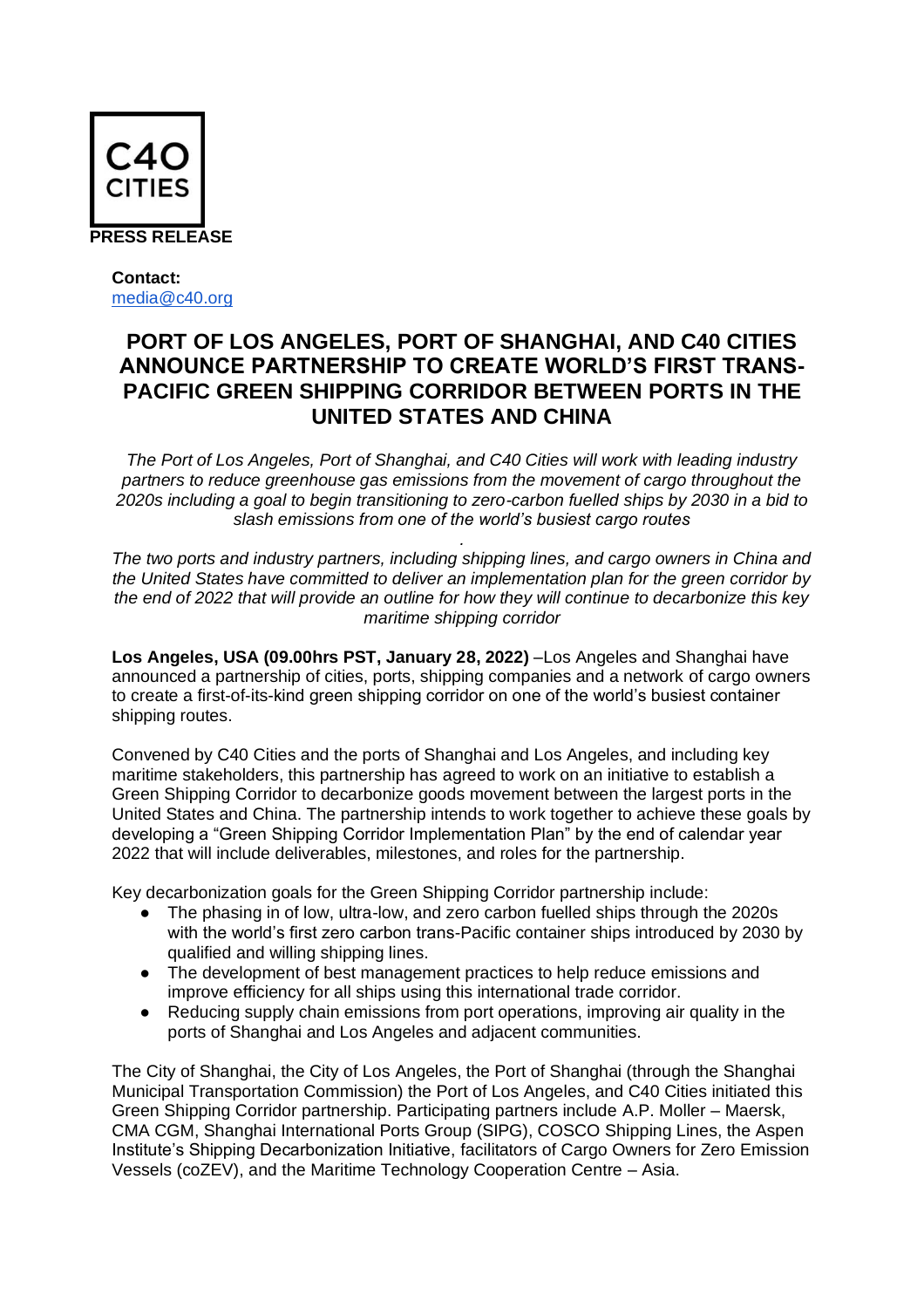C40 CITIES

**PRESS RELEASE**

**Contact:**
media@c40.org

# PORT OF LOS ANGELES, PORT OF SHANGHAI, AND C40 CITIES ANNOUNCE PARTNERSHIP TO CREATE WORLD'S FIRST TRANS-PACIFIC GREEN SHIPPING CORRIDOR BETWEEN PORTS IN THE UNITED STATES AND CHINA

*The Port of Los Angeles, Port of Shanghai, and C40 Cities will work with leading industry partners to reduce greenhouse gas emissions from the movement of cargo throughout the 2020s including a goal to begin transitioning to zero-carbon fuelled ships by 2030 in a bid to slash emissions from one of the world's busiest cargo routes*

*The two ports and industry partners, including shipping lines, and cargo owners in China and the United States have committed to deliver an implementation plan for the green corridor by the end of 2022 that will provide an outline for how they will continue to decarbonize this key maritime shipping corridor*

**Los Angeles, USA (09.00hrs PST, January 28, 2022)** –Los Angeles and Shanghai have announced a partnership of cities, ports, shipping companies and a network of cargo owners to create a first-of-its-kind green shipping corridor on one of the world's busiest container shipping routes.

Convened by C40 Cities and the ports of Shanghai and Los Angeles, and including key maritime stakeholders, this partnership has agreed to work on an initiative to establish a Green Shipping Corridor to decarbonize goods movement between the largest ports in the United States and China. The partnership intends to work together to achieve these goals by developing a "Green Shipping Corridor Implementation Plan" by the end of calendar year 2022 that will include deliverables, milestones, and roles for the partnership.

Key decarbonization goals for the Green Shipping Corridor partnership include:

- The phasing in of low, ultra-low, and zero carbon fuelled ships through the 2020s with the world's first zero carbon trans-Pacific container ships introduced by 2030 by qualified and willing shipping lines.
- The development of best management practices to help reduce emissions and improve efficiency for all ships using this international trade corridor.
- Reducing supply chain emissions from port operations, improving air quality in the ports of Shanghai and Los Angeles and adjacent communities.

The City of Shanghai, the City of Los Angeles, the Port of Shanghai (through the Shanghai Municipal Transportation Commission) the Port of Los Angeles, and C40 Cities initiated this Green Shipping Corridor partnership. Participating partners include A.P. Moller – Maersk, CMA CGM, Shanghai International Ports Group (SIPG), COSCO Shipping Lines, the Aspen Institute's Shipping Decarbonization Initiative, facilitators of Cargo Owners for Zero Emission Vessels (coZEV), and the Maritime Technology Cooperation Centre – Asia.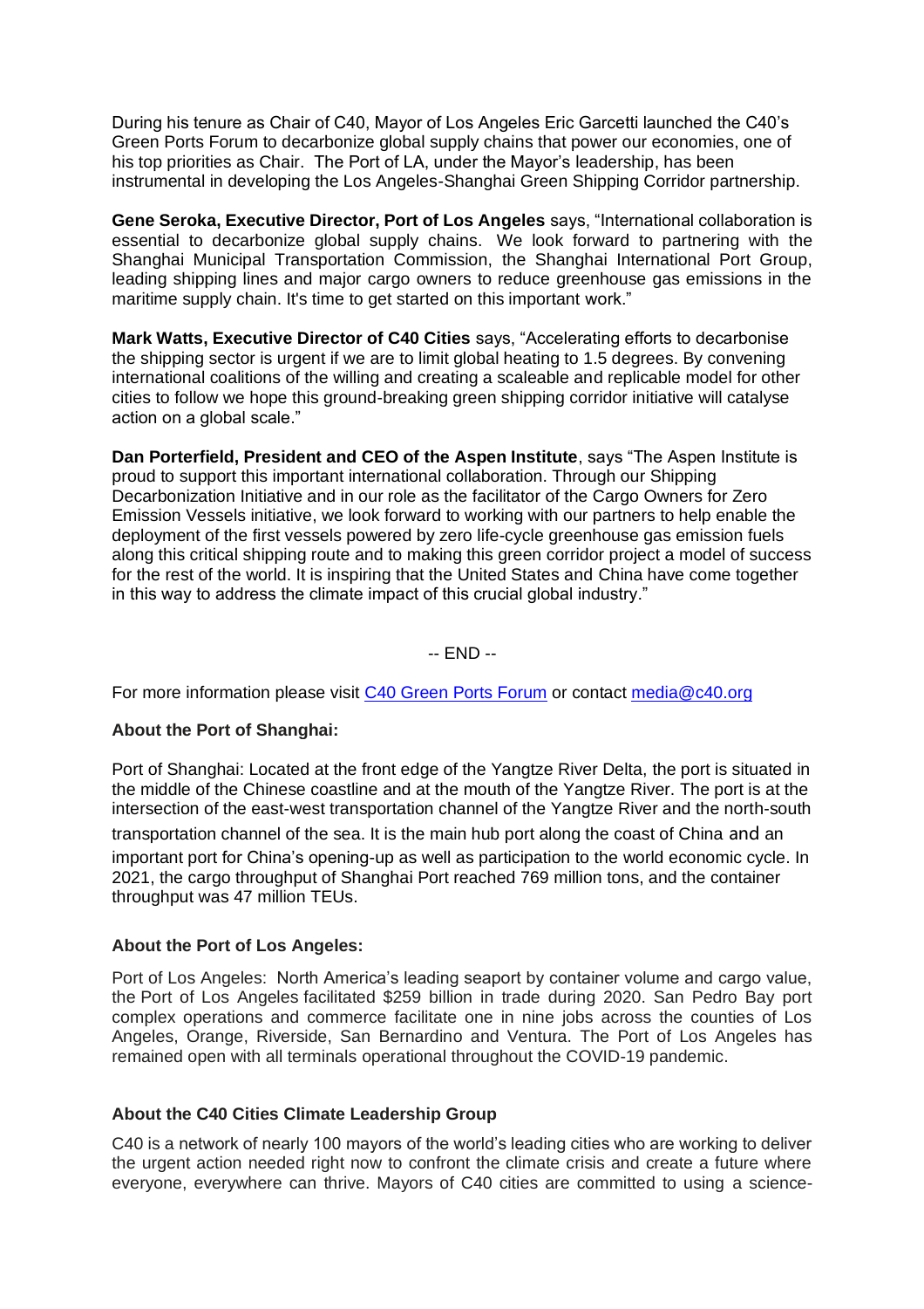During his tenure as Chair of C40, Mayor of Los Angeles Eric Garcetti launched the C40's Green Ports Forum to decarbonize global supply chains that power our economies, one of his top priorities as Chair. The Port of LA, under the Mayor's leadership, has been instrumental in developing the Los Angeles-Shanghai Green Shipping Corridor partnership.

**Gene Seroka, Executive Director, Port of Los Angeles** says, "International collaboration is essential to decarbonize global supply chains. We look forward to partnering with the Shanghai Municipal Transportation Commission, the Shanghai International Port Group, leading shipping lines and major cargo owners to reduce greenhouse gas emissions in the maritime supply chain. It's time to get started on this important work."

**Mark Watts, Executive Director of C40 Cities** says, "Accelerating efforts to decarbonise the shipping sector is urgent if we are to limit global heating to 1.5 degrees. By convening international coalitions of the willing and creating a scaleable and replicable model for other cities to follow we hope this ground-breaking green shipping corridor initiative will catalyse action on a global scale."

**Dan Porterfield, President and CEO of the Aspen Institute**, says "The Aspen Institute is proud to support this important international collaboration. Through our Shipping Decarbonization Initiative and in our role as the facilitator of the Cargo Owners for Zero Emission Vessels initiative, we look forward to working with our partners to help enable the deployment of the first vessels powered by zero life-cycle greenhouse gas emission fuels along this critical shipping route and to making this green corridor project a model of success for the rest of the world. It is inspiring that the United States and China have come together in this way to address the climate impact of this crucial global industry."

-- END --

For more information please visit [C40 Green Ports Forum]() or contact [media@c40.org](mailto:media@c40.org)

**About the Port of Shanghai:**

Port of Shanghai: Located at the front edge of the Yangtze River Delta, the port is situated in the middle of the Chinese coastline and at the mouth of the Yangtze River. The port is at the intersection of the east-west transportation channel of the Yangtze River and the north-south transportation channel of the sea. It is the main hub port along the coast of China and an important port for China's opening-up as well as participation to the world economic cycle. In 2021, the cargo throughput of Shanghai Port reached 769 million tons, and the container throughput was 47 million TEUs.

**About the Port of Los Angeles:**

Port of Los Angeles: North America's leading seaport by container volume and cargo value, the Port of Los Angeles facilitated $259 billion in trade during 2020. San Pedro Bay port complex operations and commerce facilitate one in nine jobs across the counties of Los Angeles, Orange, Riverside, San Bernardino and Ventura. The Port of Los Angeles has remained open with all terminals operational throughout the COVID-19 pandemic.

**About the C40 Cities Climate Leadership Group**

C40 is a network of nearly 100 mayors of the world's leading cities who are working to deliver the urgent action needed right now to confront the climate crisis and create a future where everyone, everywhere can thrive. Mayors of C40 cities are committed to using a science-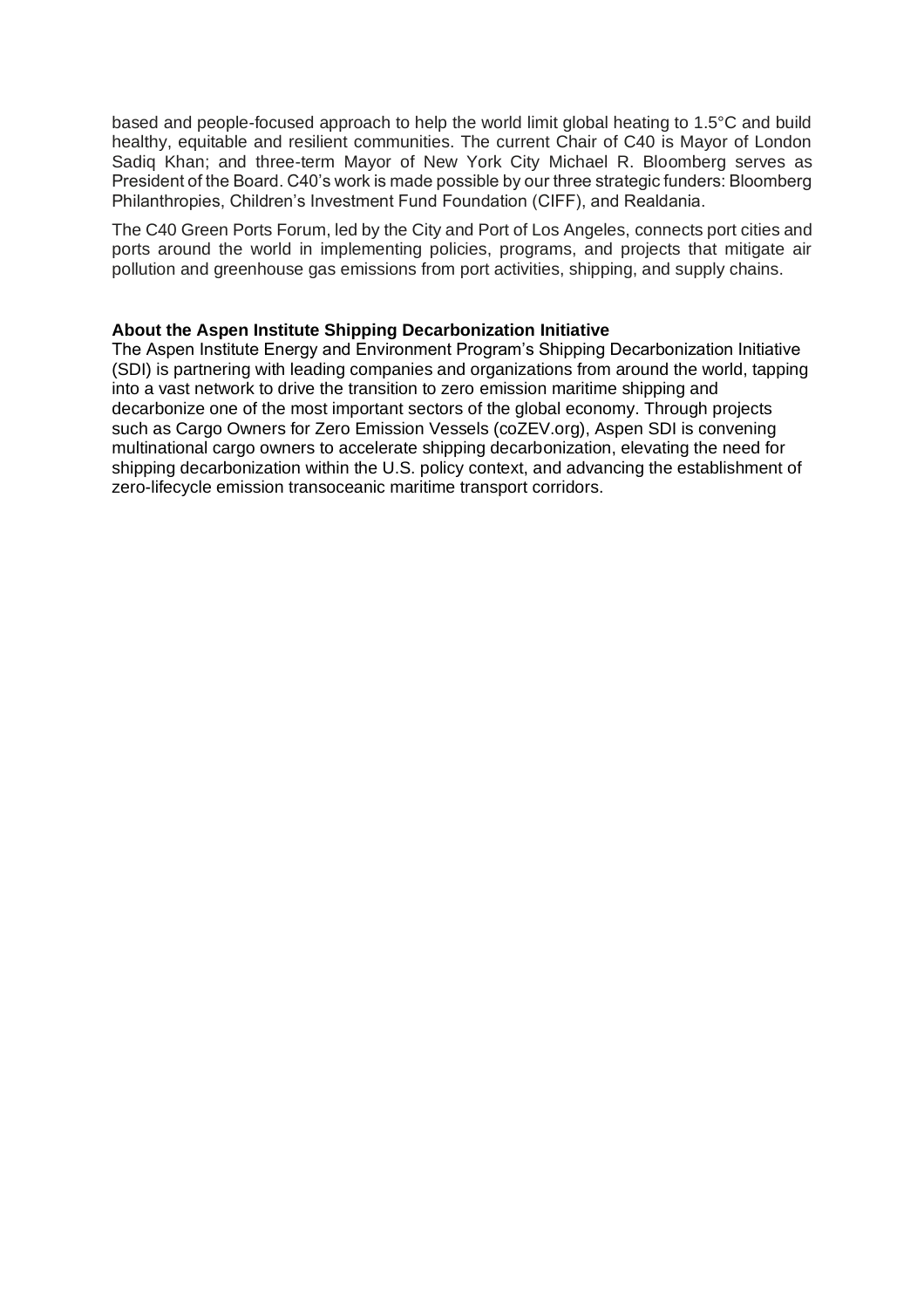based and people-focused approach to help the world limit global heating to 1.5°C and build healthy, equitable and resilient communities. The current Chair of C40 is Mayor of London Sadiq Khan; and three-term Mayor of New York City Michael R. Bloomberg serves as President of the Board. C40's work is made possible by our three strategic funders: Bloomberg Philanthropies, Children's Investment Fund Foundation (CIFF), and Realdania.

The C40 Green Ports Forum, led by the City and Port of Los Angeles, connects port cities and ports around the world in implementing policies, programs, and projects that mitigate air pollution and greenhouse gas emissions from port activities, shipping, and supply chains.

**About the Aspen Institute Shipping Decarbonization Initiative**

The Aspen Institute Energy and Environment Program's Shipping Decarbonization Initiative (SDI) is partnering with leading companies and organizations from around the world, tapping into a vast network to drive the transition to zero emission maritime shipping and decarbonize one of the most important sectors of the global economy. Through projects such as Cargo Owners for Zero Emission Vessels (coZEV.org), Aspen SDI is convening multinational cargo owners to accelerate shipping decarbonization, elevating the need for shipping decarbonization within the U.S. policy context, and advancing the establishment of zero-lifecycle emission transoceanic maritime transport corridors.